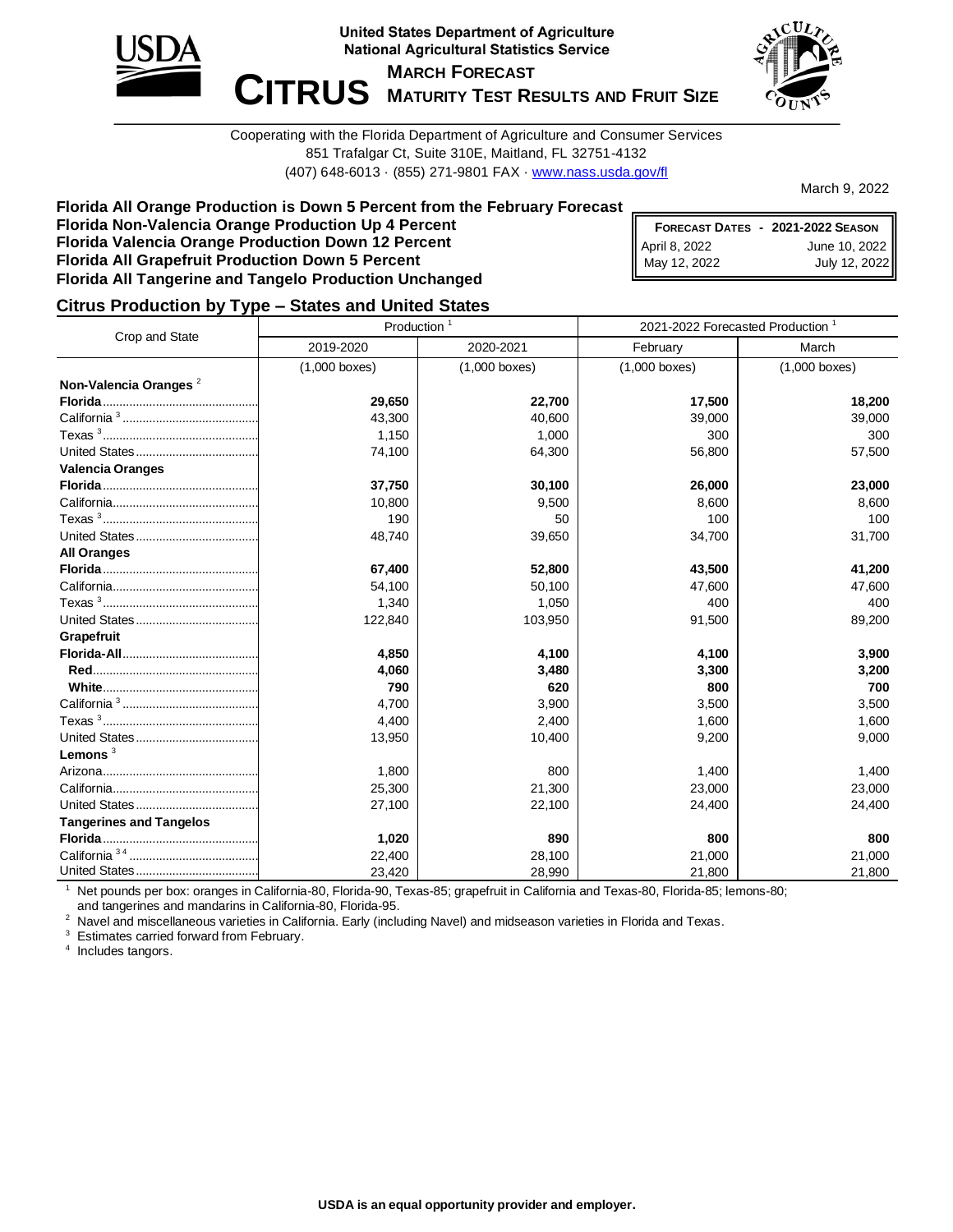United States Department of Agriculture
National Agricultural Statistics Service

# CITRUS

## March Forecast
## Maturity Test Results and Fruit Size

Cooperating with the Florida Department of Agriculture and Consumer Services
851 Trafalgar Ct, Suite 310E, Maitland, FL 32751-4132
(407) 648-6013 · (855) 271-9801 FAX · www.nass.usda.gov/fl

March 9, 2022

**Florida All Orange Production is Down 5 Percent from the February Forecast**
**Florida Non-Valencia Orange Production Up 4 Percent**
**Florida Valencia Orange Production Down 12 Percent**
**Florida All Grapefruit Production Down 5 Percent**
**Florida All Tangerine and Tangelo Production Unchanged**

| Forecast Dates - 2021-2022 Season | |
|---|---|
| April 8, 2022 | June 10, 2022 |
| May 12, 2022 | July 12, 2022 |

### Citrus Production by Type – States and United States

| Crop and State | Production [1] | | 2021-2022 Forecasted Production [1] | |
|---|---|---|---|---|
| | 2019-2020 | 2020-2021 | February | March |
| | (1,000 boxes) | (1,000 boxes) | (1,000 boxes) | (1,000 boxes) |
| **Non-Valencia Oranges** [2] | | | | |
| **Florida** | **29,650** | **22,700** | **17,500** | **18,200** |
| California [3] | 43,300 | 40,600 | 39,000 | 39,000 |
| Texas [3] | 1,150 | 1,000 | 300 | 300 |
| United States | 74,100 | 64,300 | 56,800 | 57,500 |
| **Valencia Oranges** | | | | |
| **Florida** | **37,750** | **30,100** | **26,000** | **23,000** |
| California | 10,800 | 9,500 | 8,600 | 8,600 |
| Texas [3] | 190 | 50 | 100 | 100 |
| United States | 48,740 | 39,650 | 34,700 | 31,700 |
| **All Oranges** | | | | |
| **Florida** | **67,400** | **52,800** | **43,500** | **41,200** |
| California | 54,100 | 50,100 | 47,600 | 47,600 |
| Texas [3] | 1,340 | 1,050 | 400 | 400 |
| United States | 122,840 | 103,950 | 91,500 | 89,200 |
| **Grapefruit** | | | | |
| **Florida-All** | **4,850** | **4,100** | **4,100** | **3,900** |
| **Red** | **4,060** | **3,480** | **3,300** | **3,200** |
| **White** | **790** | **620** | **800** | **700** |
| California [3] | 4,700 | 3,900 | 3,500 | 3,500 |
| Texas [3] | 4,400 | 2,400 | 1,600 | 1,600 |
| United States | 13,950 | 10,400 | 9,200 | 9,000 |
| **Lemons** [3] | | | | |
| Arizona | 1,800 | 800 | 1,400 | 1,400 |
| California | 25,300 | 21,300 | 23,000 | 23,000 |
| United States | 27,100 | 22,100 | 24,400 | 24,400 |
| **Tangerines and Tangelos** | | | | |
| **Florida** | **1,020** | **890** | **800** | **800** |
| California [3] [4] | 22,400 | 28,100 | 21,000 | 21,000 |
| United States | 23,420 | 28,990 | 21,800 | 21,800 |

[1] Net pounds per box: oranges in California-80, Florida-90, Texas-85; grapefruit in California and Texas-80, Florida-85; lemons-80; and tangerines and mandarins in California-80, Florida-95.
[2] Navel and miscellaneous varieties in California. Early (including Navel) and midseason varieties in Florida and Texas.
[3] Estimates carried forward from February.
[4] Includes tangors.

**USDA is an equal opportunity provider and employer.**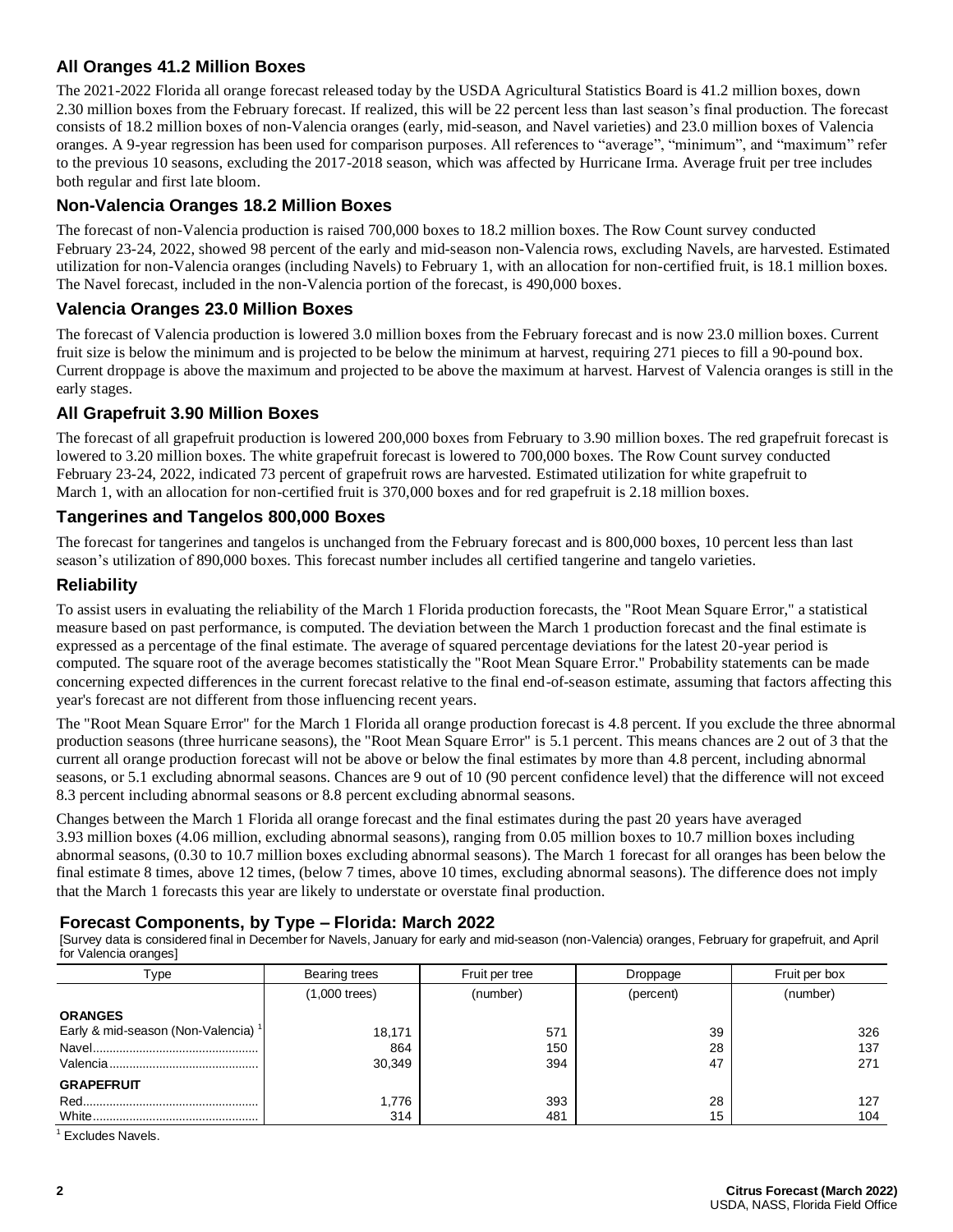## All Oranges 41.2 Million Boxes

The 2021-2022 Florida all orange forecast released today by the USDA Agricultural Statistics Board is 41.2 million boxes, down 2.30 million boxes from the February forecast. If realized, this will be 22 percent less than last season's final production. The forecast consists of 18.2 million boxes of non-Valencia oranges (early, mid-season, and Navel varieties) and 23.0 million boxes of Valencia oranges. A 9-year regression has been used for comparison purposes. All references to "average", "minimum", and "maximum" refer to the previous 10 seasons, excluding the 2017-2018 season, which was affected by Hurricane Irma. Average fruit per tree includes both regular and first late bloom.

## Non-Valencia Oranges 18.2 Million Boxes

The forecast of non-Valencia production is raised 700,000 boxes to 18.2 million boxes. The Row Count survey conducted February 23-24, 2022, showed 98 percent of the early and mid-season non-Valencia rows, excluding Navels, are harvested. Estimated utilization for non-Valencia oranges (including Navels) to February 1, with an allocation for non-certified fruit, is 18.1 million boxes. The Navel forecast, included in the non-Valencia portion of the forecast, is 490,000 boxes.

## Valencia Oranges 23.0 Million Boxes

The forecast of Valencia production is lowered 3.0 million boxes from the February forecast and is now 23.0 million boxes. Current fruit size is below the minimum and is projected to be below the minimum at harvest, requiring 271 pieces to fill a 90-pound box. Current droppage is above the maximum and projected to be above the maximum at harvest. Harvest of Valencia oranges is still in the early stages.

## All Grapefruit 3.90 Million Boxes

The forecast of all grapefruit production is lowered 200,000 boxes from February to 3.90 million boxes. The red grapefruit forecast is lowered to 3.20 million boxes. The white grapefruit forecast is lowered to 700,000 boxes. The Row Count survey conducted February 23-24, 2022, indicated 73 percent of grapefruit rows are harvested. Estimated utilization for white grapefruit to March 1, with an allocation for non-certified fruit is 370,000 boxes and for red grapefruit is 2.18 million boxes.

## Tangerines and Tangelos 800,000 Boxes

The forecast for tangerines and tangelos is unchanged from the February forecast and is 800,000 boxes, 10 percent less than last season's utilization of 890,000 boxes. This forecast number includes all certified tangerine and tangelo varieties.

## Reliability

To assist users in evaluating the reliability of the March 1 Florida production forecasts, the "Root Mean Square Error," a statistical measure based on past performance, is computed. The deviation between the March 1 production forecast and the final estimate is expressed as a percentage of the final estimate. The average of squared percentage deviations for the latest 20-year period is computed. The square root of the average becomes statistically the "Root Mean Square Error." Probability statements can be made concerning expected differences in the current forecast relative to the final end-of-season estimate, assuming that factors affecting this year's forecast are not different from those influencing recent years.

The "Root Mean Square Error" for the March 1 Florida all orange production forecast is 4.8 percent. If you exclude the three abnormal production seasons (three hurricane seasons), the "Root Mean Square Error" is 5.1 percent. This means chances are 2 out of 3 that the current all orange production forecast will not be above or below the final estimates by more than 4.8 percent, including abnormal seasons, or 5.1 excluding abnormal seasons. Chances are 9 out of 10 (90 percent confidence level) that the difference will not exceed 8.3 percent including abnormal seasons or 8.8 percent excluding abnormal seasons.

Changes between the March 1 Florida all orange forecast and the final estimates during the past 20 years have averaged 3.93 million boxes (4.06 million, excluding abnormal seasons), ranging from 0.05 million boxes to 10.7 million boxes including abnormal seasons, (0.30 to 10.7 million boxes excluding abnormal seasons). The March 1 forecast for all oranges has been below the final estimate 8 times, above 12 times, (below 7 times, above 10 times, excluding abnormal seasons). The difference does not imply that the March 1 forecasts this year are likely to understate or overstate final production.

## Forecast Components, by Type – Florida: March 2022

[Survey data is considered final in December for Navels, January for early and mid-season (non-Valencia) oranges, February for grapefruit, and April for Valencia oranges]

| Type | Bearing trees | Fruit per tree | Droppage | Fruit per box |
|---|---|---|---|---|
| | (1,000 trees) | (number) | (percent) | (number) |
| **ORANGES** | | | | |
| Early & mid-season (Non-Valencia) [1] | 18,171 | 571 | 39 | 326 |
| Navel | 864 | 150 | 28 | 137 |
| Valencia | 30,349 | 394 | 47 | 271 |
| **GRAPEFRUIT** | | | | |
| Red | 1,776 | 393 | 28 | 127 |
| White | 314 | 481 | 15 | 104 |

[1] Excludes Navels.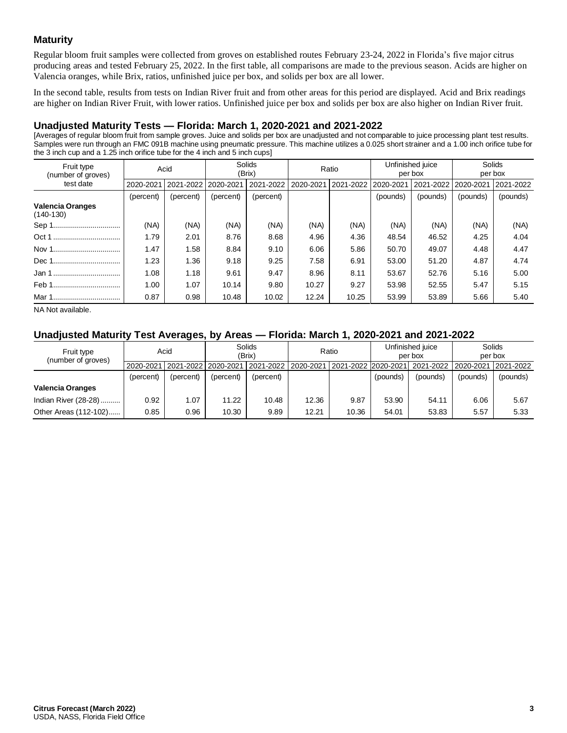## Maturity

Regular bloom fruit samples were collected from groves on established routes February 23-24, 2022 in Florida's five major citrus producing areas and tested February 25, 2022. In the first table, all comparisons are made to the previous season. Acids are higher on Valencia oranges, while Brix, ratios, unfinished juice per box, and solids per box are all lower.

In the second table, results from tests on Indian River fruit and from other areas for this period are displayed. Acid and Brix readings are higher on Indian River Fruit, with lower ratios. Unfinished juice per box and solids per box are also higher on Indian River fruit.

### Unadjusted Maturity Tests — Florida: March 1, 2020-2021 and 2021-2022

[Averages of regular bloom fruit from sample groves. Juice and solids per box are unadjusted and not comparable to juice processing plant test results. Samples were run through an FMC 091B machine using pneumatic pressure. This machine utilizes a 0.025 short strainer and a 1.00 inch orifice tube for the 3 inch cup and a 1.25 inch orifice tube for the 4 inch and 5 inch cups]

| Fruit type (number of groves) test date | Acid | | Solids (Brix) | | Ratio | | Unfinished juice per box | | Solids per box | |
|---|---|---|---|---|---|---|---|---|---|---|
| | 2020-2021 | 2021-2022 | 2020-2021 | 2021-2022 | 2020-2021 | 2021-2022 | 2020-2021 | 2021-2022 | 2020-2021 | 2021-2022 |
| | (percent) | (percent) | (percent) | (percent) | | | (pounds) | (pounds) | (pounds) | (pounds) |
| **Valencia Oranges** (140-130) | | | | | | | | | | |
| Sep 1 | (NA) | (NA) | (NA) | (NA) | (NA) | (NA) | (NA) | (NA) | (NA) | (NA) |
| Oct 1 | 1.79 | 2.01 | 8.76 | 8.68 | 4.96 | 4.36 | 48.54 | 46.52 | 4.25 | 4.04 |
| Nov 1 | 1.47 | 1.58 | 8.84 | 9.10 | 6.06 | 5.86 | 50.70 | 49.07 | 4.48 | 4.47 |
| Dec 1 | 1.23 | 1.36 | 9.18 | 9.25 | 7.58 | 6.91 | 53.00 | 51.20 | 4.87 | 4.74 |
| Jan 1 | 1.08 | 1.18 | 9.61 | 9.47 | 8.96 | 8.11 | 53.67 | 52.76 | 5.16 | 5.00 |
| Feb 1 | 1.00 | 1.07 | 10.14 | 9.80 | 10.27 | 9.27 | 53.98 | 52.55 | 5.47 | 5.15 |
| Mar 1 | 0.87 | 0.98 | 10.48 | 10.02 | 12.24 | 10.25 | 53.99 | 53.89 | 5.66 | 5.40 |

NA Not available.

### Unadjusted Maturity Test Averages, by Areas — Florida: March 1, 2020-2021 and 2021-2022

| Fruit type (number of groves) | Acid | | Solids (Brix) | | Ratio | | Unfinished juice per box | | Solids per box | |
|---|---|---|---|---|---|---|---|---|---|---|
| | 2020-2021 | 2021-2022 | 2020-2021 | 2021-2022 | 2020-2021 | 2021-2022 | 2020-2021 | 2021-2022 | 2020-2021 | 2021-2022 |
| | (percent) | (percent) | (percent) | (percent) | | | (pounds) | (pounds) | (pounds) | (pounds) |
| **Valencia Oranges** | | | | | | | | | | |
| Indian River (28-28) | 0.92 | 1.07 | 11.22 | 10.48 | 12.36 | 9.87 | 53.90 | 54.11 | 6.06 | 5.67 |
| Other Areas (112-102) | 0.85 | 0.96 | 10.30 | 9.89 | 12.21 | 10.36 | 54.01 | 53.83 | 5.57 | 5.33 |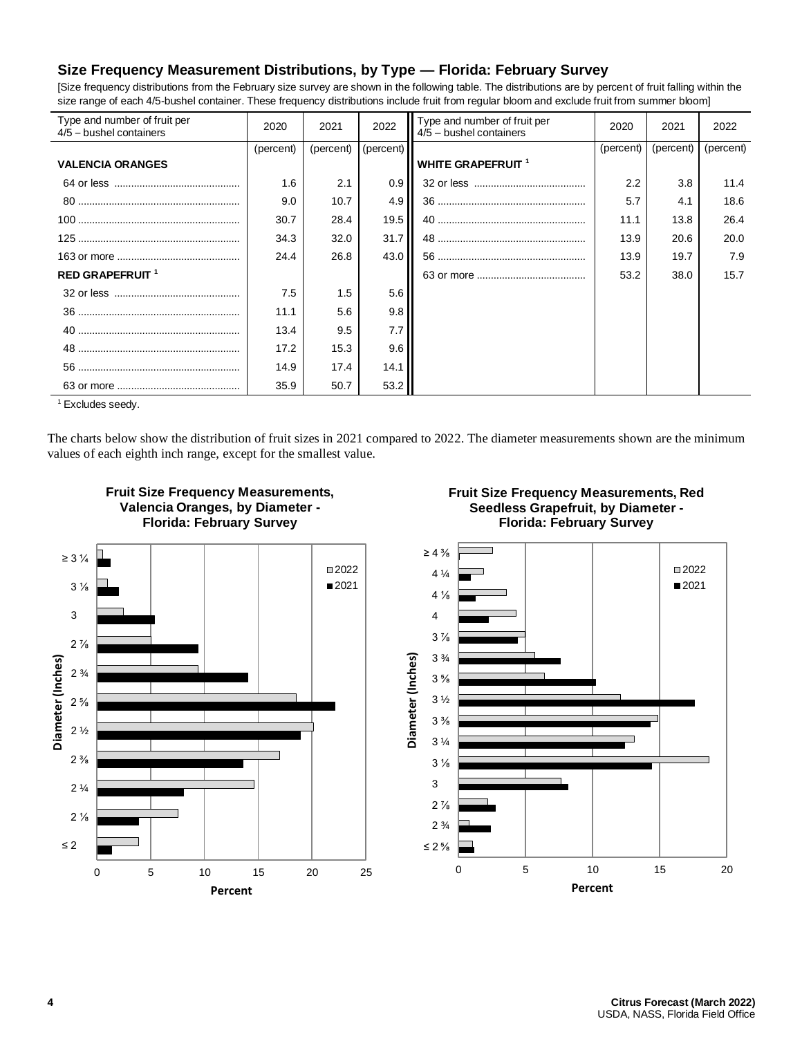## Size Frequency Measurement Distributions, by Type — Florida: February Survey

[Size frequency distributions from the February size survey are shown in the following table. The distributions are by percent of fruit falling within the size range of each 4/5-bushel container. These frequency distributions include fruit from regular bloom and exclude fruit from summer bloom]

| Type and number of fruit per 4/5 – bushel containers | 2020 | 2021 | 2022 | Type and number of fruit per 4/5 – bushel containers | 2020 | 2021 | 2022 |
|---|---|---|---|---|---|---|---|
| | (percent) | (percent) | (percent) | | (percent) | (percent) | (percent) |
| **VALENCIA ORANGES** | | | | **WHITE GRAPEFRUIT** [1] | | | |
| 64 or less | 1.6 | 2.1 | 0.9 | 32 or less | 2.2 | 3.8 | 11.4 |
| 80 | 9.0 | 10.7 | 4.9 | 36 | 5.7 | 4.1 | 18.6 |
| 100 | 30.7 | 28.4 | 19.5 | 40 | 11.1 | 13.8 | 26.4 |
| 125 | 34.3 | 32.0 | 31.7 | 48 | 13.9 | 20.6 | 20.0 |
| 163 or more | 24.4 | 26.8 | 43.0 | 56 | 13.9 | 19.7 | 7.9 |
| **RED GRAPEFRUIT** [1] | | | | 63 or more | 53.2 | 38.0 | 15.7 |
| 32 or less | 7.5 | 1.5 | 5.6 | | | | |
| 36 | 11.1 | 5.6 | 9.8 | | | | |
| 40 | 13.4 | 9.5 | 7.7 | | | | |
| 48 | 17.2 | 15.3 | 9.6 | | | | |
| 56 | 14.9 | 17.4 | 14.1 | | | | |
| 63 or more | 35.9 | 50.7 | 53.2 | | | | |

[1] Excludes seedy.

The charts below show the distribution of fruit sizes in 2021 compared to 2022. The diameter measurements shown are the minimum values of each eighth inch range, except for the smallest value.

**Fruit Size Frequency Measurements, Valencia Oranges, by Diameter - Florida: February Survey**

Diameter (Inches): ≥ 3 ¼, 3 ⅛, 3, 2 ⅞, 2 ¾, 2 ⅝, 2 ½, 2 ⅜, 2 ¼, 2 ⅛, ≤ 2

Percent: 0, 5, 10, 15, 20, 25

2022, 2021

**Fruit Size Frequency Measurements, Red Seedless Grapefruit, by Diameter - Florida: February Survey**

Diameter (Inches): ≥ 4 ⅜, 4 ¼, 4 ⅛, 4, 3 ⅞, 3 ¾, 3 ⅝, 3 ½, 3 ⅜, 3 ¼, 3 ⅛, 3, 2 ⅞, 2 ¾, ≤ 2 ⅝

Percent: 0, 5, 10, 15, 20

2022, 2021